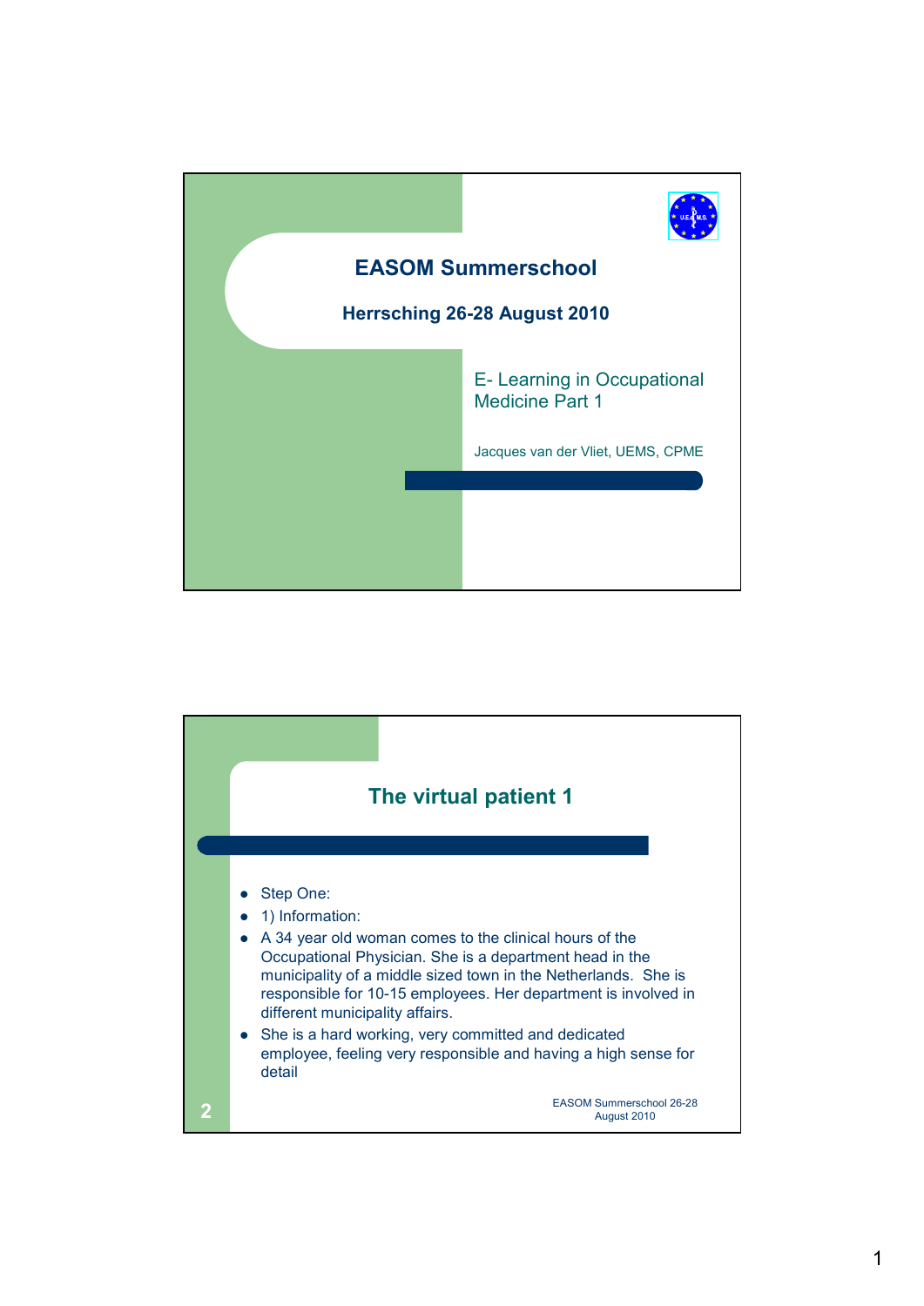# EASOM Summerschool

**Herrsching 26-28 August 2010**

E- Learning in Occupational Medicine Part 1

Jacques van der Vliet, UEMS, CPME

## The virtual patient 1

- Step One:
- 1) Information:
- A 34 year old woman comes to the clinical hours of the Occupational Physician. She is a department head in the municipality of a middle sized town in the Netherlands. She is responsible for 10-15 employees. Her department is involved in different municipality affairs.
- She is a hard working, very committed and dedicated employee, feeling very responsible and having a high sense for detail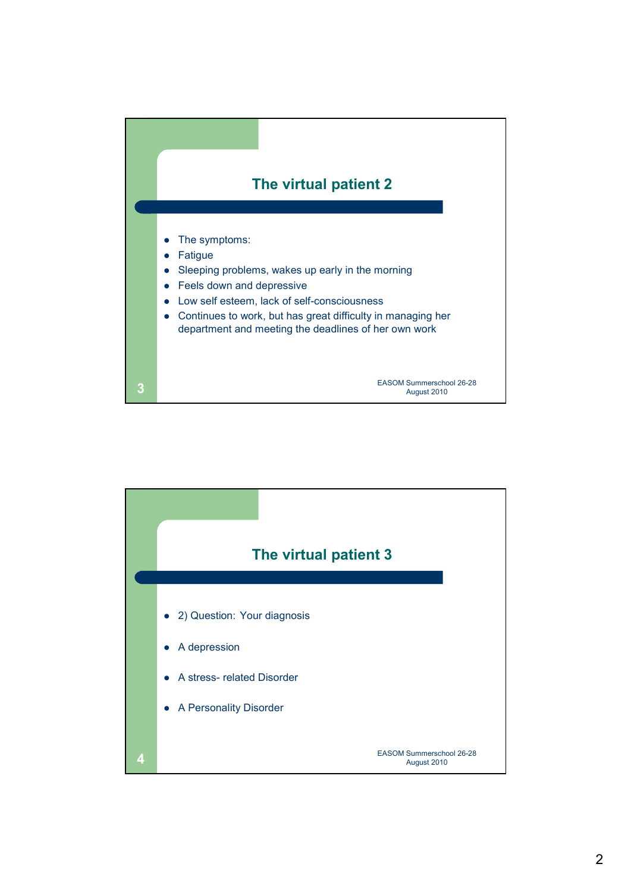## The virtual patient 2

- The symptoms:
- Fatigue
- Sleeping problems, wakes up early in the morning
- Feels down and depressive
- Low self esteem, lack of self-consciousness
- Continues to work, but has great difficulty in managing her department and meeting the deadlines of her own work

## The virtual patient 3

- 2) Question: Your diagnosis
- A depression
- A stress- related Disorder
- A Personality Disorder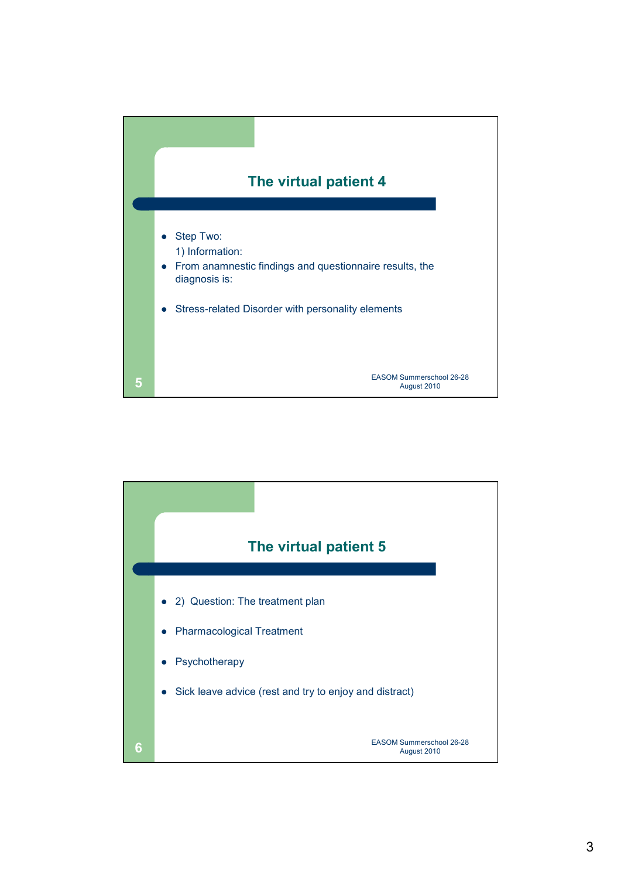## The virtual patient 4

- Step Two:
  1) Information:
- From anamnestic findings and questionnaire results, the diagnosis is:
- Stress-related Disorder with personality elements

EASOM Summerschool 26-28 August 2010

## The virtual patient 5

- 2) Question: The treatment plan
- Pharmacological Treatment
- Psychotherapy
- Sick leave advice (rest and try to enjoy and distract)

EASOM Summerschool 26-28 August 2010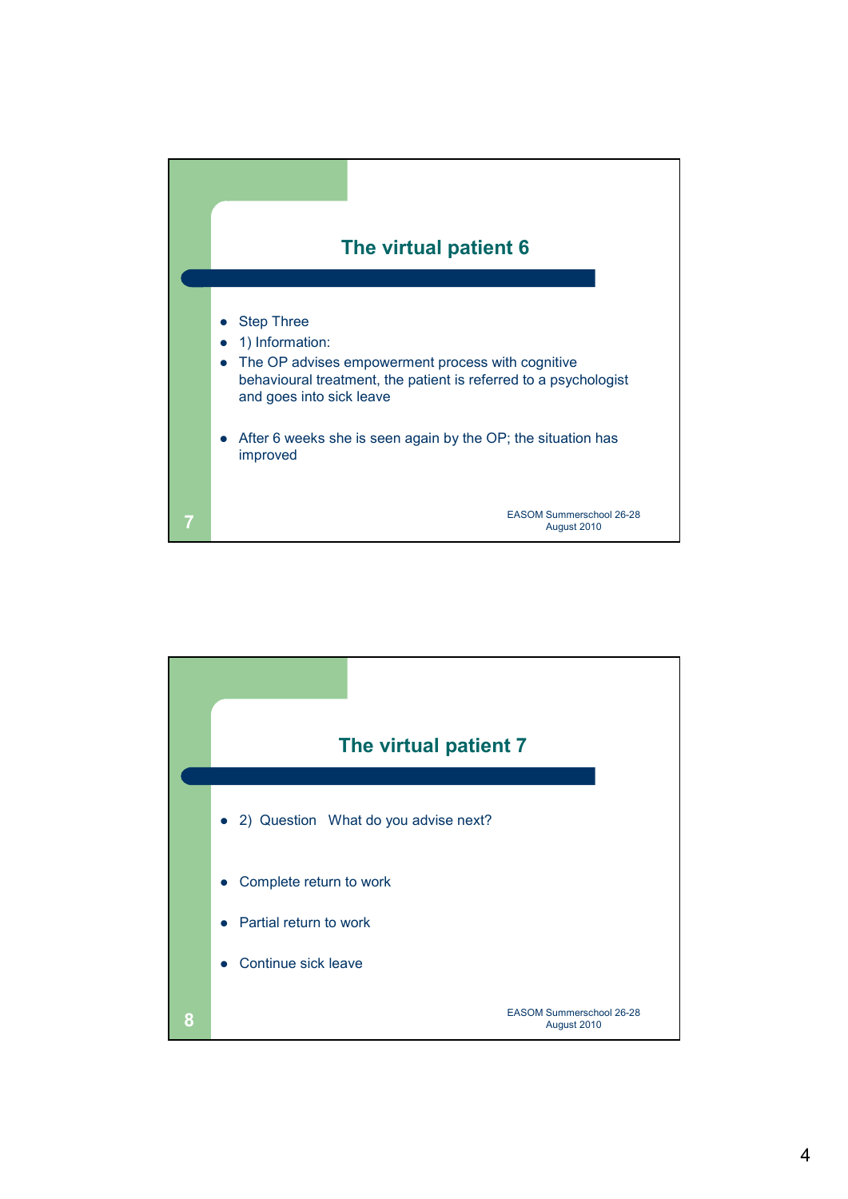## The virtual patient 6

- Step Three
- 1) Information:
- The OP advises empowerment process with cognitive behavioural treatment, the patient is referred to a psychologist and goes into sick leave
- After 6 weeks she is seen again by the OP; the situation has improved

EASOM Summerschool 26-28 August 2010

## The virtual patient 7

- 2) Question What do you advise next?
- Complete return to work
- Partial return to work
- Continue sick leave

EASOM Summerschool 26-28 August 2010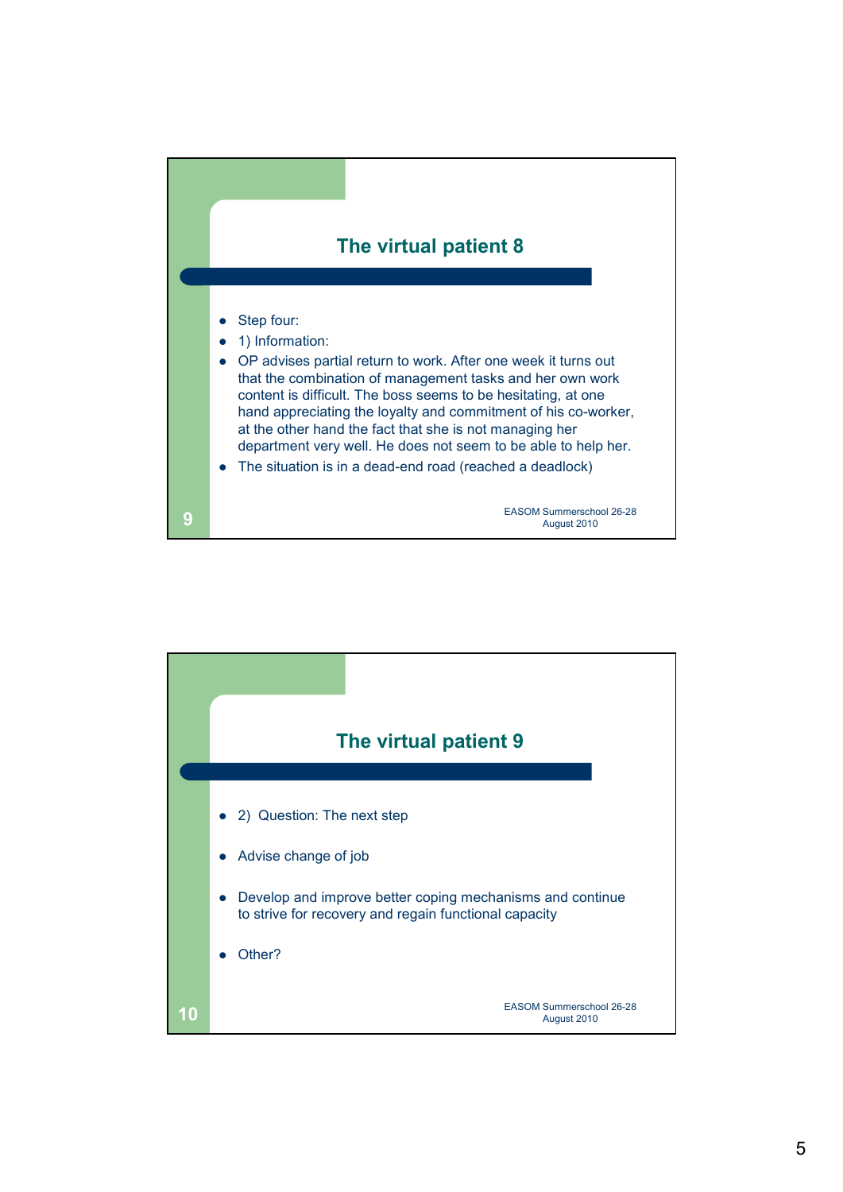## The virtual patient 8

- Step four:
- 1) Information:
- OP advises partial return to work. After one week it turns out that the combination of management tasks and her own work content is difficult. The boss seems to be hesitating, at one hand appreciating the loyalty and commitment of his co-worker, at the other hand the fact that she is not managing her department very well. He does not seem to be able to help her.
- The situation is in a dead-end road (reached a deadlock)

EASOM Summerschool 26-28 August 2010

## The virtual patient 9

- 2) Question: The next step
- Advise change of job
- Develop and improve better coping mechanisms and continue to strive for recovery and regain functional capacity
- Other?

EASOM Summerschool 26-28 August 2010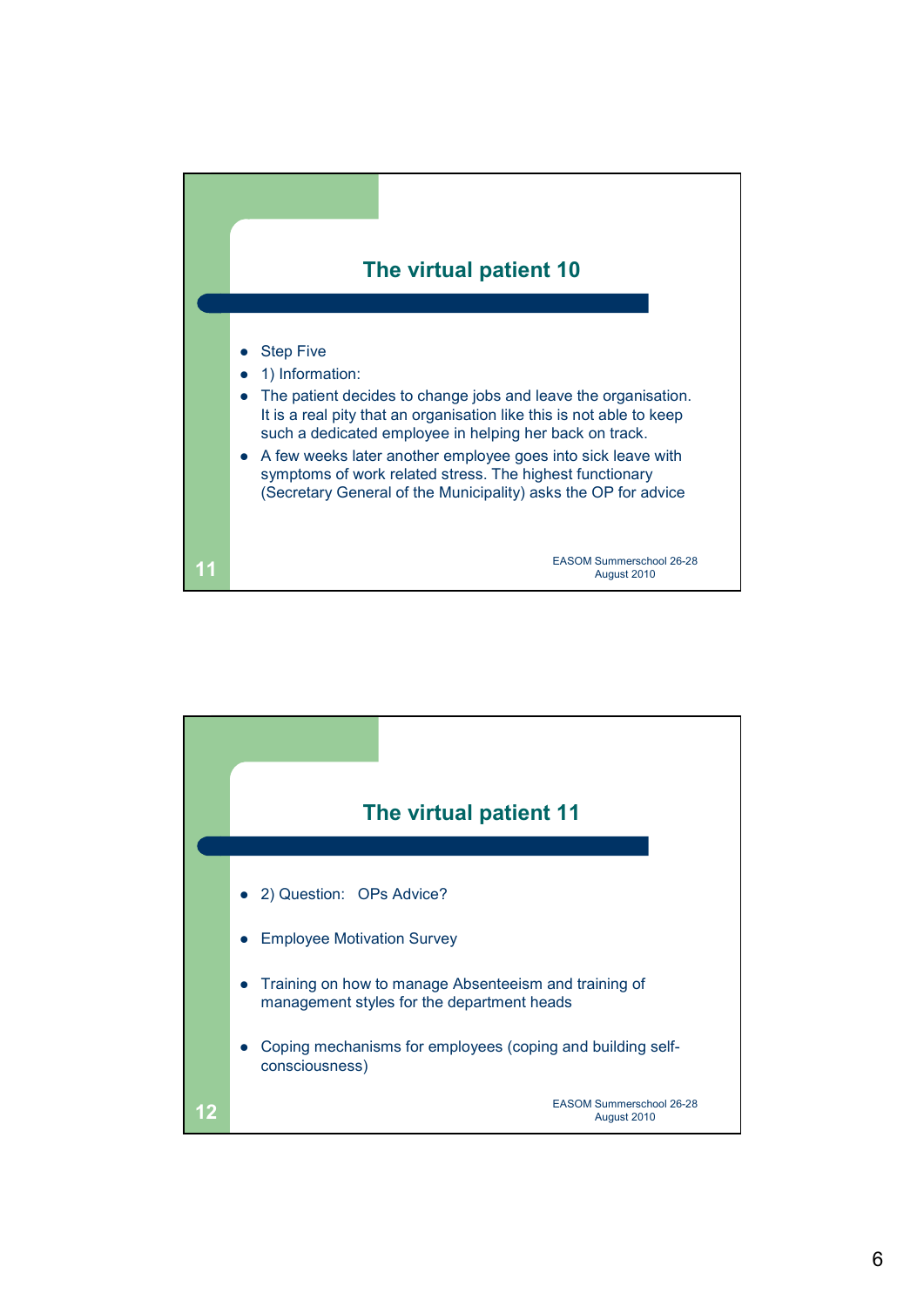## The virtual patient 10

- Step Five
- 1) Information:
- The patient decides to change jobs and leave the organisation. It is a real pity that an organisation like this is not able to keep such a dedicated employee in helping her back on track.
- A few weeks later another employee goes into sick leave with symptoms of work related stress. The highest functionary (Secretary General of the Municipality) asks the OP for advice

## The virtual patient 11

- 2) Question: OPs Advice?
- Employee Motivation Survey
- Training on how to manage Absenteeism and training of management styles for the department heads
- Coping mechanisms for employees (coping and building self-consciousness)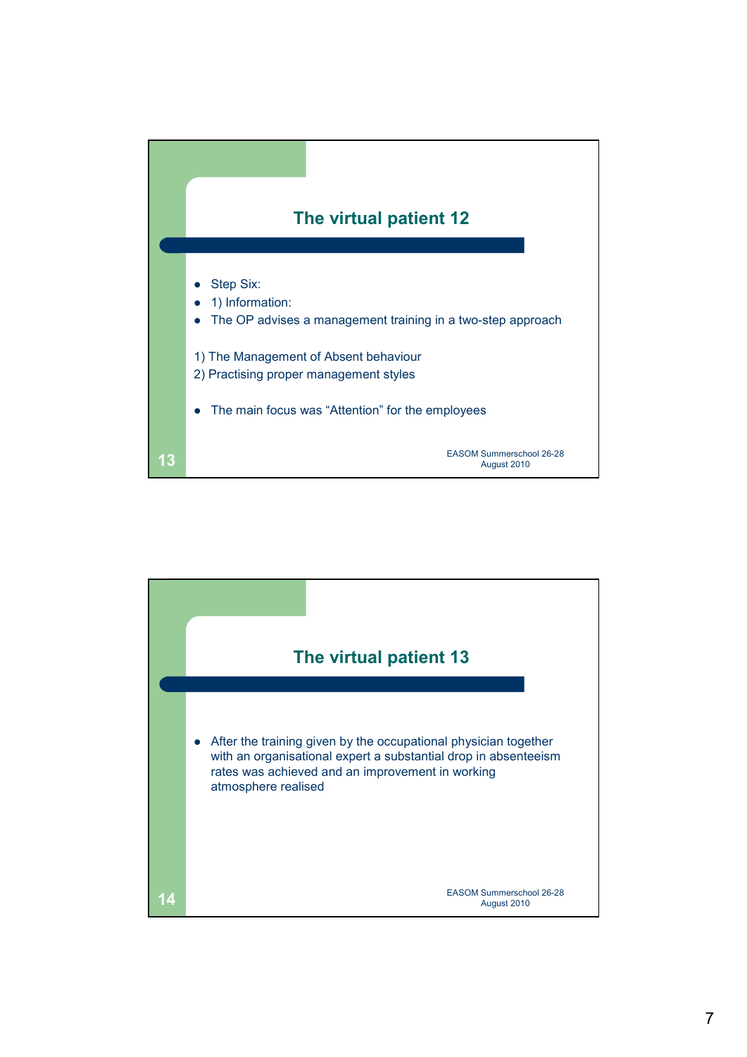## The virtual patient 12

- Step Six:
- 1) Information:
- The OP advises a management training in a two-step approach

1) The Management of Absent behaviour
2) Practising proper management styles

- The main focus was "Attention" for the employees

EASOM Summerschool 26-28 August 2010

## The virtual patient 13

- After the training given by the occupational physician together with an organisational expert a substantial drop in absenteeism rates was achieved and an improvement in working atmosphere realised

EASOM Summerschool 26-28 August 2010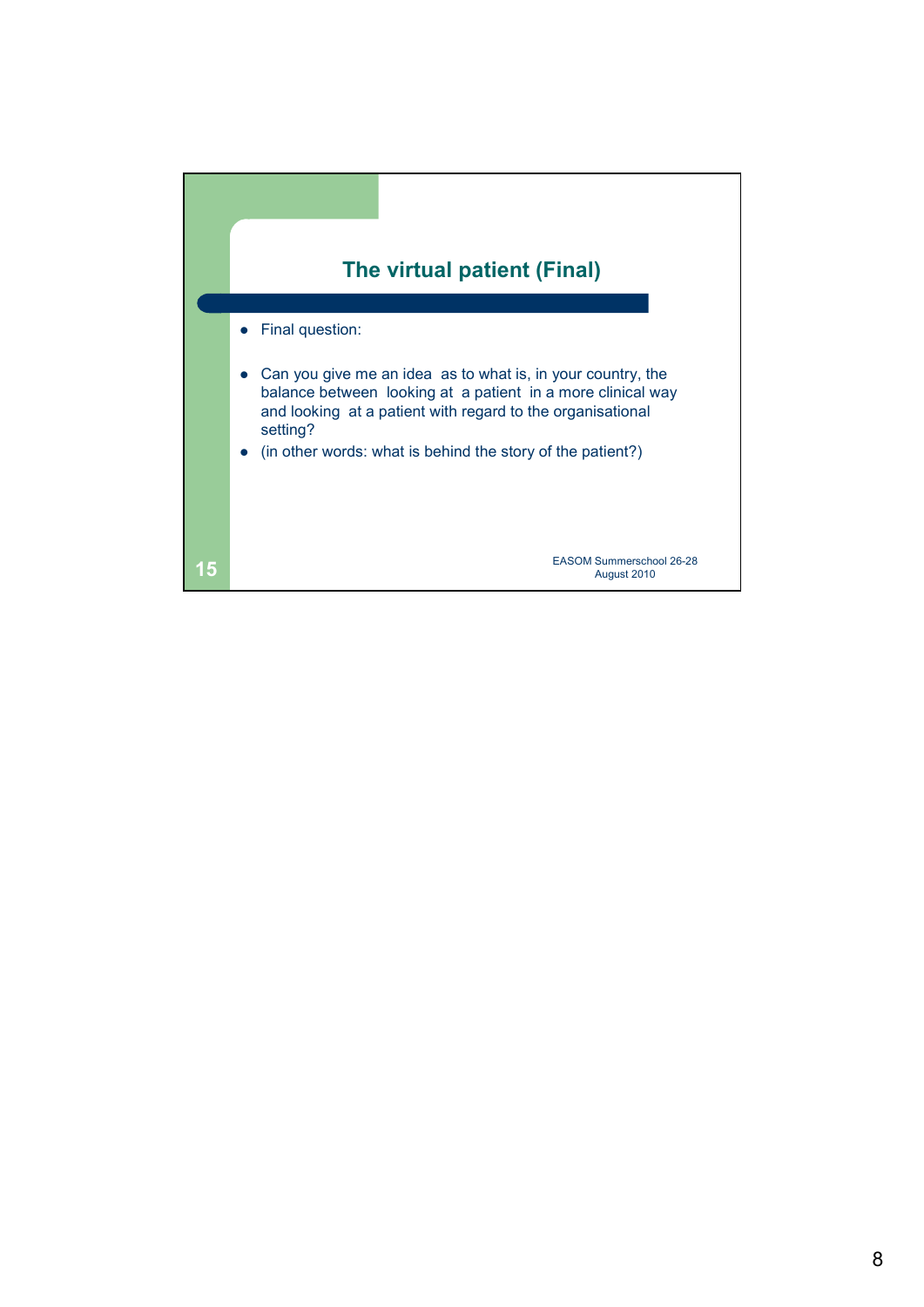## The virtual patient (Final)

- Final question:
- Can you give me an idea as to what is, in your country, the balance between looking at a patient in a more clinical way and looking at a patient with regard to the organisational setting?
- (in other words: what is behind the story of the patient?)

EASOM Summerschool 26-28 August 2010